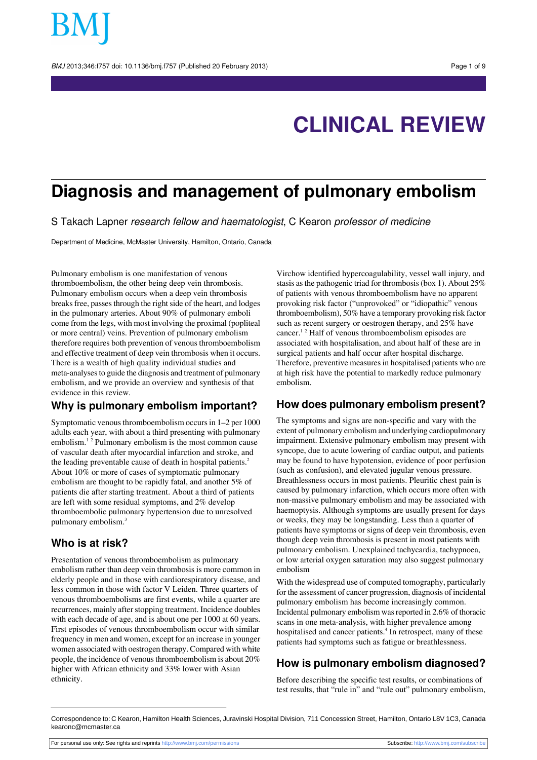# CLINICAL REVIEW

## Diagnosis and management of pulmonary embolism

S Takach Lapner *research fellow and haematologist*, C Kearon *professor of medicine*

Department of Medicine, McMaster University, Hamilton, Ontario, Canada

Pulmonary embolism is one manifestation of venous thromboembolism, the other being deep vein thrombosis. Pulmonary embolism occurs when a deep vein thrombosis breaks free, passes through the right side of the heart, and lodges in the pulmonary arteries. About 90% of pulmonary emboli come from the legs, with most involving the proximal (popliteal or more central) veins. Prevention of pulmonary embolism therefore requires both prevention of venous thromboembolism and effective treatment of deep vein thrombosis when it occurs. There is a wealth of high quality individual studies and meta-analyses to guide the diagnosis and treatment of pulmonary embolism, and we provide an overview and synthesis of that evidence in this review.

### Why is pulmonary embolism important?

Symptomatic venous thromboembolism occurs in 1–2 per 1000 adults each year, with about a third presenting with pulmonary embolism.[1 2] Pulmonary embolism is the most common cause of vascular death after myocardial infarction and stroke, and the leading preventable cause of death in hospital patients.[2] About 10% or more of cases of symptomatic pulmonary embolism are thought to be rapidly fatal, and another 5% of patients die after starting treatment. About a third of patients are left with some residual symptoms, and 2% develop thromboembolic pulmonary hypertension due to unresolved pulmonary embolism.[3]

### Who is at risk?

Presentation of venous thromboembolism as pulmonary embolism rather than deep vein thrombosis is more common in elderly people and in those with cardiorespiratory disease, and less common in those with factor V Leiden. Three quarters of venous thromboembolisms are first events, while a quarter are recurrences, mainly after stopping treatment. Incidence doubles with each decade of age, and is about one per 1000 at 60 years. First episodes of venous thromboembolism occur with similar frequency in men and women, except for an increase in younger women associated with oestrogen therapy. Compared with white people, the incidence of venous thromboembolism is about 20% higher with African ethnicity and 33% lower with Asian ethnicity.

Virchow identified hypercoagulability, vessel wall injury, and stasis as the pathogenic triad for thrombosis (box 1). About 25% of patients with venous thromboembolism have no apparent provoking risk factor ("unprovoked" or "idiopathic" venous thromboembolism), 50% have a temporary provoking risk factor such as recent surgery or oestrogen therapy, and 25% have cancer.[1 2] Half of venous thromboembolism episodes are associated with hospitalisation, and about half of these are in surgical patients and half occur after hospital discharge. Therefore, preventive measures in hospitalised patients who are at high risk have the potential to markedly reduce pulmonary embolism.

### How does pulmonary embolism present?

The symptoms and signs are non-specific and vary with the extent of pulmonary embolism and underlying cardiopulmonary impairment. Extensive pulmonary embolism may present with syncope, due to acute lowering of cardiac output, and patients may be found to have hypotension, evidence of poor perfusion (such as confusion), and elevated jugular venous pressure. Breathlessness occurs in most patients. Pleuritic chest pain is caused by pulmonary infarction, which occurs more often with non-massive pulmonary embolism and may be associated with haemoptysis. Although symptoms are usually present for days or weeks, they may be longstanding. Less than a quarter of patients have symptoms or signs of deep vein thrombosis, even though deep vein thrombosis is present in most patients with pulmonary embolism. Unexplained tachycardia, tachypnoea, or low arterial oxygen saturation may also suggest pulmonary embolism

With the widespread use of computed tomography, particularly for the assessment of cancer progression, diagnosis of incidental pulmonary embolism has become increasingly common. Incidental pulmonary embolism was reported in 2.6% of thoracic scans in one meta-analysis, with higher prevalence among hospitalised and cancer patients.[4] In retrospect, many of these patients had symptoms such as fatigue or breathlessness.

### How is pulmonary embolism diagnosed?

Before describing the specific test results, or combinations of test results, that "rule in" and "rule out" pulmonary embolism,

Correspondence to: C Kearon, Hamilton Health Sciences, Juravinski Hospital Division, 711 Concession Street, Hamilton, Ontario L8V 1C3, Canada kearonc@mcmaster.ca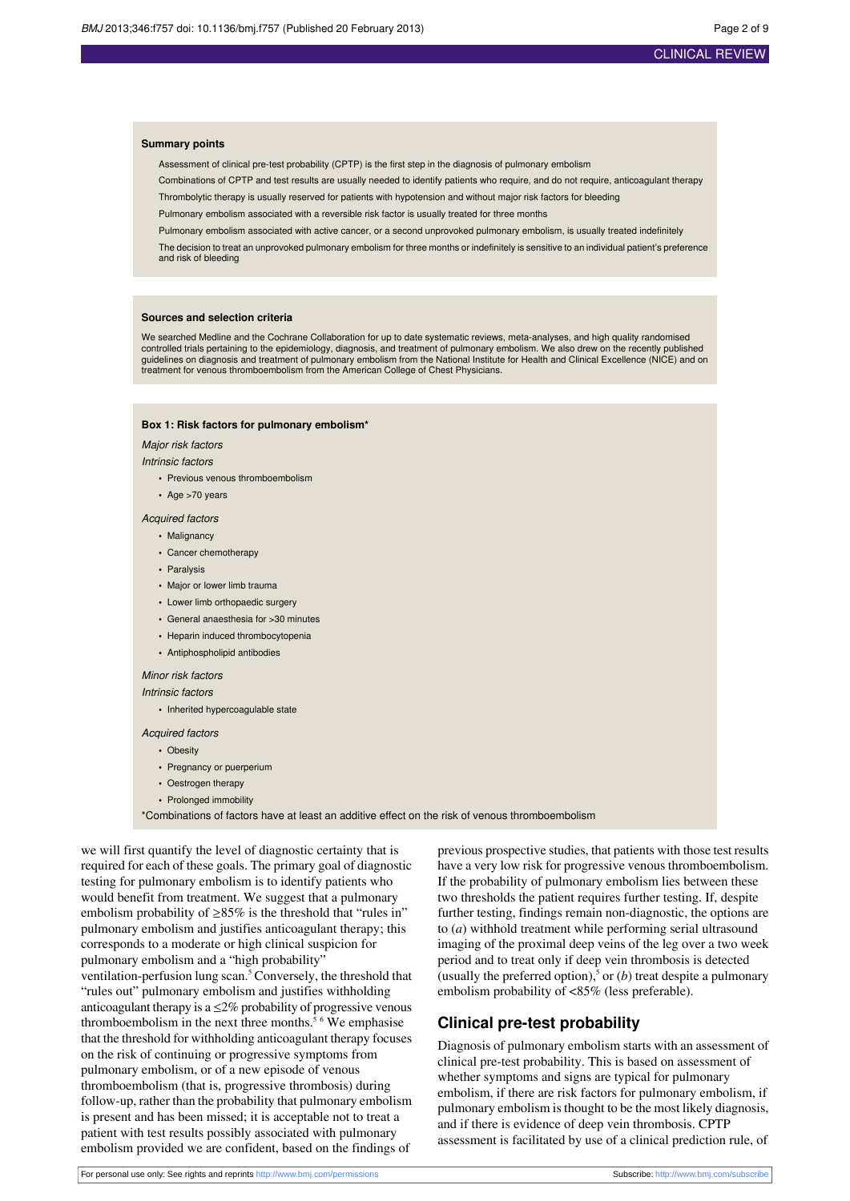**Summary points**

Assessment of clinical pre-test probability (CPTP) is the first step in the diagnosis of pulmonary embolism

Combinations of CPTP and test results are usually needed to identify patients who require, and do not require, anticoagulant therapy

Thrombolytic therapy is usually reserved for patients with hypotension and without major risk factors for bleeding

Pulmonary embolism associated with a reversible risk factor is usually treated for three months

Pulmonary embolism associated with active cancer, or a second unprovoked pulmonary embolism, is usually treated indefinitely

The decision to treat an unprovoked pulmonary embolism for three months or indefinitely is sensitive to an individual patient's preference and risk of bleeding

**Sources and selection criteria**

We searched Medline and the Cochrane Collaboration for up to date systematic reviews, meta-analyses, and high quality randomised controlled trials pertaining to the epidemiology, diagnosis, and treatment of pulmonary embolism. We also drew on the recently published guidelines on diagnosis and treatment of pulmonary embolism from the National Institute for Health and Clinical Excellence (NICE) and on treatment for venous thromboembolism from the American College of Chest Physicians.

**Box 1: Risk factors for pulmonary embolism***

*Major risk factors*

*Intrinsic factors*

- Previous venous thromboembolism
- Age >70 years

*Acquired factors*

- Malignancy
- Cancer chemotherapy
- Paralysis
- Major or lower limb trauma
- Lower limb orthopaedic surgery
- General anaesthesia for >30 minutes
- Heparin induced thrombocytopenia
- Antiphospholipid antibodies

*Minor risk factors*

*Intrinsic factors*

- Inherited hypercoagulable state

*Acquired factors*

- Obesity
- Pregnancy or puerperium
- Oestrogen therapy
- Prolonged immobility

*Combinations of factors have at least an additive effect on the risk of venous thromboembolism

we will first quantify the level of diagnostic certainty that is required for each of these goals. The primary goal of diagnostic testing for pulmonary embolism is to identify patients who would benefit from treatment. We suggest that a pulmonary embolism probability of ≥85% is the threshold that "rules in" pulmonary embolism and justifies anticoagulant therapy; this corresponds to a moderate or high clinical suspicion for pulmonary embolism and a "high probability" ventilation-perfusion lung scan.[5] Conversely, the threshold that "rules out" pulmonary embolism and justifies withholding anticoagulant therapy is a ≤2% probability of progressive venous thromboembolism in the next three months.[5 6] We emphasise that the threshold for withholding anticoagulant therapy focuses on the risk of continuing or progressive symptoms from pulmonary embolism, or of a new episode of venous thromboembolism (that is, progressive thrombosis) during follow-up, rather than the probability that pulmonary embolism is present and has been missed; it is acceptable not to treat a patient with test results possibly associated with pulmonary embolism provided we are confident, based on the findings of previous prospective studies, that patients with those test results have a very low risk for progressive venous thromboembolism. If the probability of pulmonary embolism lies between these two thresholds the patient requires further testing. If, despite further testing, findings remain non-diagnostic, the options are to (*a*) withhold treatment while performing serial ultrasound imaging of the proximal deep veins of the leg over a two week period and to treat only if deep vein thrombosis is detected (usually the preferred option),[5] or (*b*) treat despite a pulmonary embolism probability of <85% (less preferable).

## Clinical pre-test probability

Diagnosis of pulmonary embolism starts with an assessment of clinical pre-test probability. This is based on assessment of whether symptoms and signs are typical for pulmonary embolism, if there are risk factors for pulmonary embolism, if pulmonary embolism is thought to be the most likely diagnosis, and if there is evidence of deep vein thrombosis. CPTP assessment is facilitated by use of a clinical prediction rule, of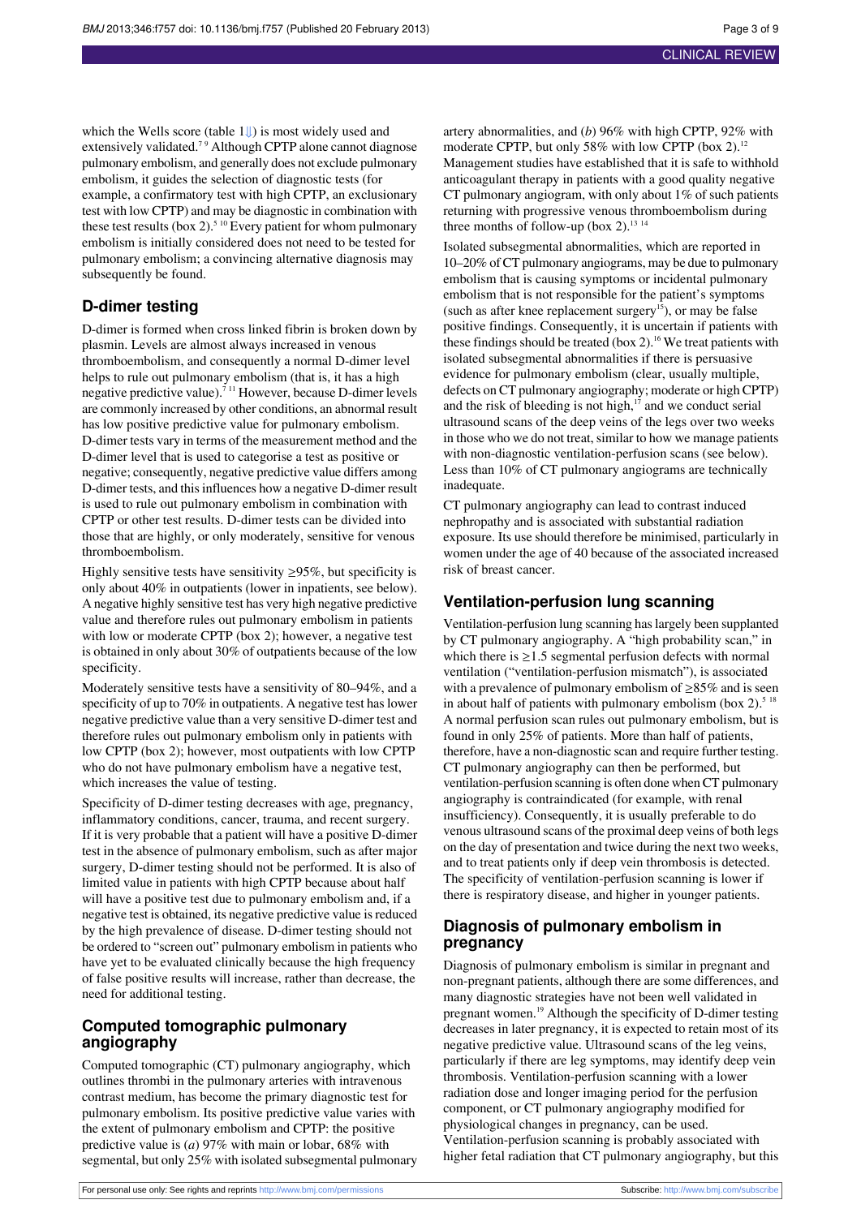which the Wells score (table 1⇓) is most widely used and extensively validated.[7 9] Although CPTP alone cannot diagnose pulmonary embolism, and generally does not exclude pulmonary embolism, it guides the selection of diagnostic tests (for example, a confirmatory test with high CPTP, an exclusionary test with low CPTP) and may be diagnostic in combination with these test results (box 2).[5 10] Every patient for whom pulmonary embolism is initially considered does not need to be tested for pulmonary embolism; a convincing alternative diagnosis may subsequently be found.

## D-dimer testing

D-dimer is formed when cross linked fibrin is broken down by plasmin. Levels are almost always increased in venous thromboembolism, and consequently a normal D-dimer level helps to rule out pulmonary embolism (that is, it has a high negative predictive value).[7 11] However, because D-dimer levels are commonly increased by other conditions, an abnormal result has low positive predictive value for pulmonary embolism. D-dimer tests vary in terms of the measurement method and the D-dimer level that is used to categorise a test as positive or negative; consequently, negative predictive value differs among D-dimer tests, and this influences how a negative D-dimer result is used to rule out pulmonary embolism in combination with CPTP or other test results. D-dimer tests can be divided into those that are highly, or only moderately, sensitive for venous thromboembolism.

Highly sensitive tests have sensitivity ≥95%, but specificity is only about 40% in outpatients (lower in inpatients, see below). A negative highly sensitive test has very high negative predictive value and therefore rules out pulmonary embolism in patients with low or moderate CPTP (box 2); however, a negative test is obtained in only about 30% of outpatients because of the low specificity.

Moderately sensitive tests have a sensitivity of 80–94%, and a specificity of up to 70% in outpatients. A negative test has lower negative predictive value than a very sensitive D-dimer test and therefore rules out pulmonary embolism only in patients with low CPTP (box 2); however, most outpatients with low CPTP who do not have pulmonary embolism have a negative test, which increases the value of testing.

Specificity of D-dimer testing decreases with age, pregnancy, inflammatory conditions, cancer, trauma, and recent surgery. If it is very probable that a patient will have a positive D-dimer test in the absence of pulmonary embolism, such as after major surgery, D-dimer testing should not be performed. It is also of limited value in patients with high CPTP because about half will have a positive test due to pulmonary embolism and, if a negative test is obtained, its negative predictive value is reduced by the high prevalence of disease. D-dimer testing should not be ordered to "screen out" pulmonary embolism in patients who have yet to be evaluated clinically because the high frequency of false positive results will increase, rather than decrease, the need for additional testing.

## Computed tomographic pulmonary angiography

Computed tomographic (CT) pulmonary angiography, which outlines thrombi in the pulmonary arteries with intravenous contrast medium, has become the primary diagnostic test for pulmonary embolism. Its positive predictive value varies with the extent of pulmonary embolism and CPTP: the positive predictive value is (*a*) 97% with main or lobar, 68% with segmental, but only 25% with isolated subsegmental pulmonary artery abnormalities, and (*b*) 96% with high CPTP, 92% with moderate CPTP, but only 58% with low CPTP (box 2).[12] Management studies have established that it is safe to withhold anticoagulant therapy in patients with a good quality negative CT pulmonary angiogram, with only about 1% of such patients returning with progressive venous thromboembolism during three months of follow-up (box 2).[13 14]

Isolated subsegmental abnormalities, which are reported in 10–20% of CT pulmonary angiograms, may be due to pulmonary embolism that is causing symptoms or incidental pulmonary embolism that is not responsible for the patient's symptoms (such as after knee replacement surgery[15]), or may be false positive findings. Consequently, it is uncertain if patients with these findings should be treated (box 2).[16] We treat patients with isolated subsegmental abnormalities if there is persuasive evidence for pulmonary embolism (clear, usually multiple, defects on CT pulmonary angiography; moderate or high CPTP) and the risk of bleeding is not high,[17] and we conduct serial ultrasound scans of the deep veins of the legs over two weeks in those who we do not treat, similar to how we manage patients with non-diagnostic ventilation-perfusion scans (see below). Less than 10% of CT pulmonary angiograms are technically inadequate.

CT pulmonary angiography can lead to contrast induced nephropathy and is associated with substantial radiation exposure. Its use should therefore be minimised, particularly in women under the age of 40 because of the associated increased risk of breast cancer.

## Ventilation-perfusion lung scanning

Ventilation-perfusion lung scanning has largely been supplanted by CT pulmonary angiography. A "high probability scan," in which there is ≥1.5 segmental perfusion defects with normal ventilation ("ventilation-perfusion mismatch"), is associated with a prevalence of pulmonary embolism of ≥85% and is seen in about half of patients with pulmonary embolism (box 2).[5 18] A normal perfusion scan rules out pulmonary embolism, but is found in only 25% of patients. More than half of patients, therefore, have a non-diagnostic scan and require further testing. CT pulmonary angiography can then be performed, but ventilation-perfusion scanning is often done when CT pulmonary angiography is contraindicated (for example, with renal insufficiency). Consequently, it is usually preferable to do venous ultrasound scans of the proximal deep veins of both legs on the day of presentation and twice during the next two weeks, and to treat patients only if deep vein thrombosis is detected. The specificity of ventilation-perfusion scanning is lower if there is respiratory disease, and higher in younger patients.

## Diagnosis of pulmonary embolism in pregnancy

Diagnosis of pulmonary embolism is similar in pregnant and non-pregnant patients, although there are some differences, and many diagnostic strategies have not been well validated in pregnant women.[19] Although the specificity of D-dimer testing decreases in later pregnancy, it is expected to retain most of its negative predictive value. Ultrasound scans of the leg veins, particularly if there are leg symptoms, may identify deep vein thrombosis. Ventilation-perfusion scanning with a lower radiation dose and longer imaging period for the perfusion component, or CT pulmonary angiography modified for physiological changes in pregnancy, can be used. Ventilation-perfusion scanning is probably associated with higher fetal radiation that CT pulmonary angiography, but this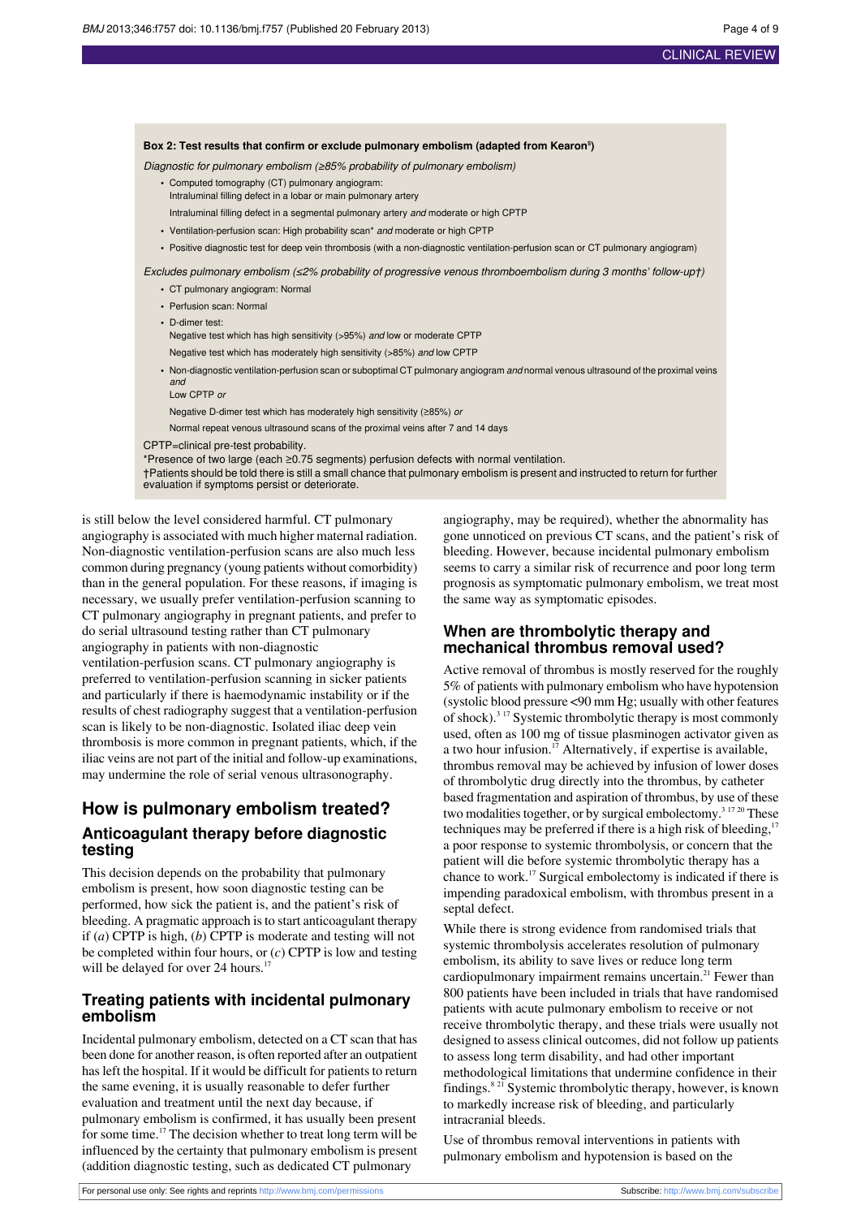**Box 2: Test results that confirm or exclude pulmonary embolism (adapted from Kearon[5])**

*Diagnostic for pulmonary embolism (≥85% probability of pulmonary embolism)*

- Computed tomography (CT) pulmonary angiogram:
  Intraluminal filling defect in a lobar or main pulmonary artery
  Intraluminal filling defect in a segmental pulmonary artery *and* moderate or high CPTP
- Ventilation-perfusion scan: High probability scan* *and* moderate or high CPTP
- Positive diagnostic test for deep vein thrombosis (with a non-diagnostic ventilation-perfusion scan or CT pulmonary angiogram)

*Excludes pulmonary embolism (≤2% probability of progressive venous thromboembolism during 3 months' follow-up†)*

- CT pulmonary angiogram: Normal
- Perfusion scan: Normal
- D-dimer test:
  Negative test which has high sensitivity (>95%) *and* low or moderate CPTP
  Negative test which has moderately high sensitivity (>85%) *and* low CPTP
- Non-diagnostic ventilation-perfusion scan or suboptimal CT pulmonary angiogram *and* normal venous ultrasound of the proximal veins *and*
  Low CPTP *or*
  Negative D-dimer test which has moderately high sensitivity (≥85%) *or*
  Normal repeat venous ultrasound scans of the proximal veins after 7 and 14 days

CPTP=clinical pre-test probability.
*Presence of two large (each ≥0.75 segments) perfusion defects with normal ventilation.
†Patients should be told there is still a small chance that pulmonary embolism is present and instructed to return for further evaluation if symptoms persist or deteriorate.

is still below the level considered harmful. CT pulmonary angiography is associated with much higher maternal radiation. Non-diagnostic ventilation-perfusion scans are also much less common during pregnancy (young patients without comorbidity) than in the general population. For these reasons, if imaging is necessary, we usually prefer ventilation-perfusion scanning to CT pulmonary angiography in pregnant patients, and prefer to do serial ultrasound testing rather than CT pulmonary angiography in patients with non-diagnostic ventilation-perfusion scans. CT pulmonary angiography is preferred to ventilation-perfusion scanning in sicker patients and particularly if there is haemodynamic instability or if the results of chest radiography suggest that a ventilation-perfusion scan is likely to be non-diagnostic. Isolated iliac deep vein thrombosis is more common in pregnant patients, which, if the iliac veins are not part of the initial and follow-up examinations, may undermine the role of serial venous ultrasonography.

## How is pulmonary embolism treated?

### Anticoagulant therapy before diagnostic testing

This decision depends on the probability that pulmonary embolism is present, how soon diagnostic testing can be performed, how sick the patient is, and the patient's risk of bleeding. A pragmatic approach is to start anticoagulant therapy if (*a*) CPTP is high, (*b*) CPTP is moderate and testing will not be completed within four hours, or (*c*) CPTP is low and testing will be delayed for over 24 hours.[17]

### Treating patients with incidental pulmonary embolism

Incidental pulmonary embolism, detected on a CT scan that has been done for another reason, is often reported after an outpatient has left the hospital. If it would be difficult for patients to return the same evening, it is usually reasonable to defer further evaluation and treatment until the next day because, if pulmonary embolism is confirmed, it has usually been present for some time.[17] The decision whether to treat long term will be influenced by the certainty that pulmonary embolism is present (addition diagnostic testing, such as dedicated CT pulmonary angiography, may be required), whether the abnormality has gone unnoticed on previous CT scans, and the patient's risk of bleeding. However, because incidental pulmonary embolism seems to carry a similar risk of recurrence and poor long term prognosis as symptomatic pulmonary embolism, we treat most the same way as symptomatic episodes.

## When are thrombolytic therapy and mechanical thrombus removal used?

Active removal of thrombus is mostly reserved for the roughly 5% of patients with pulmonary embolism who have hypotension (systolic blood pressure <90 mm Hg; usually with other features of shock).[3,17] Systemic thrombolytic therapy is most commonly used, often as 100 mg of tissue plasminogen activator given as a two hour infusion.[17] Alternatively, if expertise is available, thrombus removal may be achieved by infusion of lower doses of thrombolytic drug directly into the thrombus, by catheter based fragmentation and aspiration of thrombus, by use of these two modalities together, or by surgical embolectomy.[3,17,20] These techniques may be preferred if there is a high risk of bleeding,[17] a poor response to systemic thrombolysis, or concern that the patient will die before systemic thrombolytic therapy has a chance to work.[17] Surgical embolectomy is indicated if there is impending paradoxical embolism, with thrombus present in a septal defect.

While there is strong evidence from randomised trials that systemic thrombolysis accelerates resolution of pulmonary embolism, its ability to save lives or reduce long term cardiopulmonary impairment remains uncertain.[21] Fewer than 800 patients have been included in trials that have randomised patients with acute pulmonary embolism to receive or not receive thrombolytic therapy, and these trials were usually not designed to assess clinical outcomes, did not follow up patients to assess long term disability, and had other important methodological limitations that undermine confidence in their findings.[8,21] Systemic thrombolytic therapy, however, is known to markedly increase risk of bleeding, and particularly intracranial bleeds.

Use of thrombus removal interventions in patients with pulmonary embolism and hypotension is based on the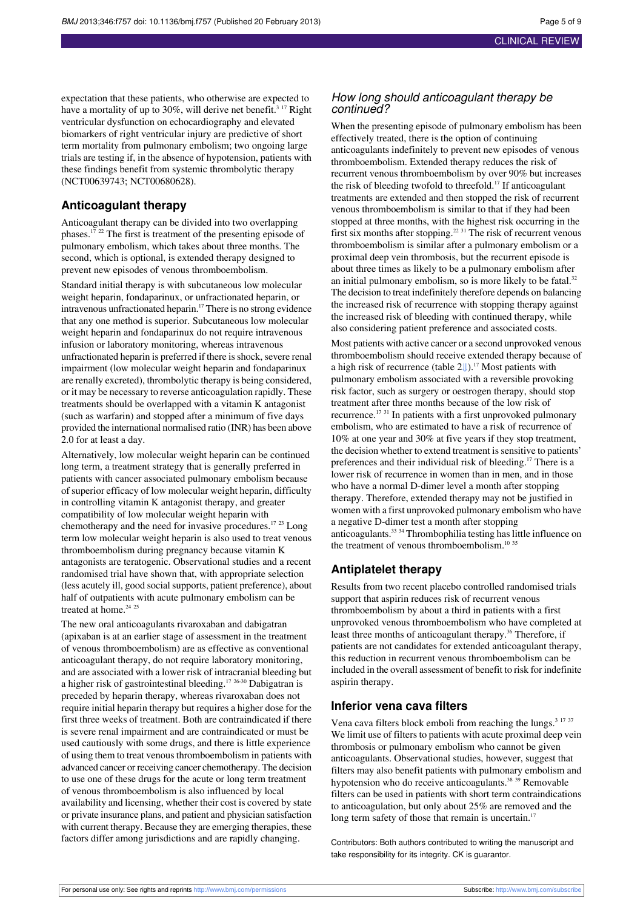expectation that these patients, who otherwise are expected to have a mortality of up to 30%, will derive net benefit.[3 17] Right ventricular dysfunction on echocardiography and elevated biomarkers of right ventricular injury are predictive of short term mortality from pulmonary embolism; two ongoing large trials are testing if, in the absence of hypotension, patients with these findings benefit from systemic thrombolytic therapy (NCT00639743; NCT00680628).

## Anticoagulant therapy

Anticoagulant therapy can be divided into two overlapping phases.[17 22] The first is treatment of the presenting episode of pulmonary embolism, which takes about three months. The second, which is optional, is extended therapy designed to prevent new episodes of venous thromboembolism.

Standard initial therapy is with subcutaneous low molecular weight heparin, fondaparinux, or unfractionated heparin, or intravenous unfractionated heparin.[17] There is no strong evidence that any one method is superior. Subcutaneous low molecular weight heparin and fondaparinux do not require intravenous infusion or laboratory monitoring, whereas intravenous unfractionated heparin is preferred if there is shock, severe renal impairment (low molecular weight heparin and fondaparinux are renally excreted), thrombolytic therapy is being considered, or it may be necessary to reverse anticoagulation rapidly. These treatments should be overlapped with a vitamin K antagonist (such as warfarin) and stopped after a minimum of five days provided the international normalised ratio (INR) has been above 2.0 for at least a day.

Alternatively, low molecular weight heparin can be continued long term, a treatment strategy that is generally preferred in patients with cancer associated pulmonary embolism because of superior efficacy of low molecular weight heparin, difficulty in controlling vitamin K antagonist therapy, and greater compatibility of low molecular weight heparin with chemotherapy and the need for invasive procedures.[17 23] Long term low molecular weight heparin is also used to treat venous thromboembolism during pregnancy because vitamin K antagonists are teratogenic. Observational studies and a recent randomised trial have shown that, with appropriate selection (less acutely ill, good social supports, patient preference), about half of outpatients with acute pulmonary embolism can be treated at home.[24 25]

The new oral anticoagulants rivaroxaban and dabigatran (apixaban is at an earlier stage of assessment in the treatment of venous thromboembolism) are as effective as conventional anticoagulant therapy, do not require laboratory monitoring, and are associated with a lower risk of intracranial bleeding but a higher risk of gastrointestinal bleeding.[17 26-30] Dabigatran is preceded by heparin therapy, whereas rivaroxaban does not require initial heparin therapy but requires a higher dose for the first three weeks of treatment. Both are contraindicated if there is severe renal impairment and are contraindicated or must be used cautiously with some drugs, and there is little experience of using them to treat venous thromboembolism in patients with advanced cancer or receiving cancer chemotherapy. The decision to use one of these drugs for the acute or long term treatment of venous thromboembolism is also influenced by local availability and licensing, whether their cost is covered by state or private insurance plans, and patient and physician satisfaction with current therapy. Because they are emerging therapies, these factors differ among jurisdictions and are rapidly changing.

### *How long should anticoagulant therapy be continued?*

When the presenting episode of pulmonary embolism has been effectively treated, there is the option of continuing anticoagulants indefinitely to prevent new episodes of venous thromboembolism. Extended therapy reduces the risk of recurrent venous thromboembolism by over 90% but increases the risk of bleeding twofold to threefold.[17] If anticoagulant treatments are extended and then stopped the risk of recurrent venous thromboembolism is similar to that if they had been stopped at three months, with the highest risk occurring in the first six months after stopping.[22 31] The risk of recurrent venous thromboembolism is similar after a pulmonary embolism or a proximal deep vein thrombosis, but the recurrent episode is about three times as likely to be a pulmonary embolism after an initial pulmonary embolism, so is more likely to be fatal.[32] The decision to treat indefinitely therefore depends on balancing the increased risk of recurrence with stopping therapy against the increased risk of bleeding with continued therapy, while also considering patient preference and associated costs.

Most patients with active cancer or a second unprovoked venous thromboembolism should receive extended therapy because of a high risk of recurrence (table 2).[17] Most patients with pulmonary embolism associated with a reversible provoking risk factor, such as surgery or oestrogen therapy, should stop treatment after three months because of the low risk of recurrence.[17 31] In patients with a first unprovoked pulmonary embolism, who are estimated to have a risk of recurrence of 10% at one year and 30% at five years if they stop treatment, the decision whether to extend treatment is sensitive to patients' preferences and their individual risk of bleeding.[17] There is a lower risk of recurrence in women than in men, and in those who have a normal D-dimer level a month after stopping therapy. Therefore, extended therapy may not be justified in women with a first unprovoked pulmonary embolism who have a negative D-dimer test a month after stopping anticoagulants.[33 34] Thrombophilia testing has little influence on the treatment of venous thromboembolism.[10 35]

## Antiplatelet therapy

Results from two recent placebo controlled randomised trials support that aspirin reduces risk of recurrent venous thromboembolism by about a third in patients with a first unprovoked venous thromboembolism who have completed at least three months of anticoagulant therapy.[36] Therefore, if patients are not candidates for extended anticoagulant therapy, this reduction in recurrent venous thromboembolism can be included in the overall assessment of benefit to risk for indefinite aspirin therapy.

## Inferior vena cava filters

Vena cava filters block emboli from reaching the lungs.[3 17 37] We limit use of filters to patients with acute proximal deep vein thrombosis or pulmonary embolism who cannot be given anticoagulants. Observational studies, however, suggest that filters may also benefit patients with pulmonary embolism and hypotension who do receive anticoagulants.[38 39] Removable filters can be used in patients with short term contraindications to anticoagulation, but only about 25% are removed and the long term safety of those that remain is uncertain.[17]

Contributors: Both authors contributed to writing the manuscript and take responsibility for its integrity. CK is guarantor.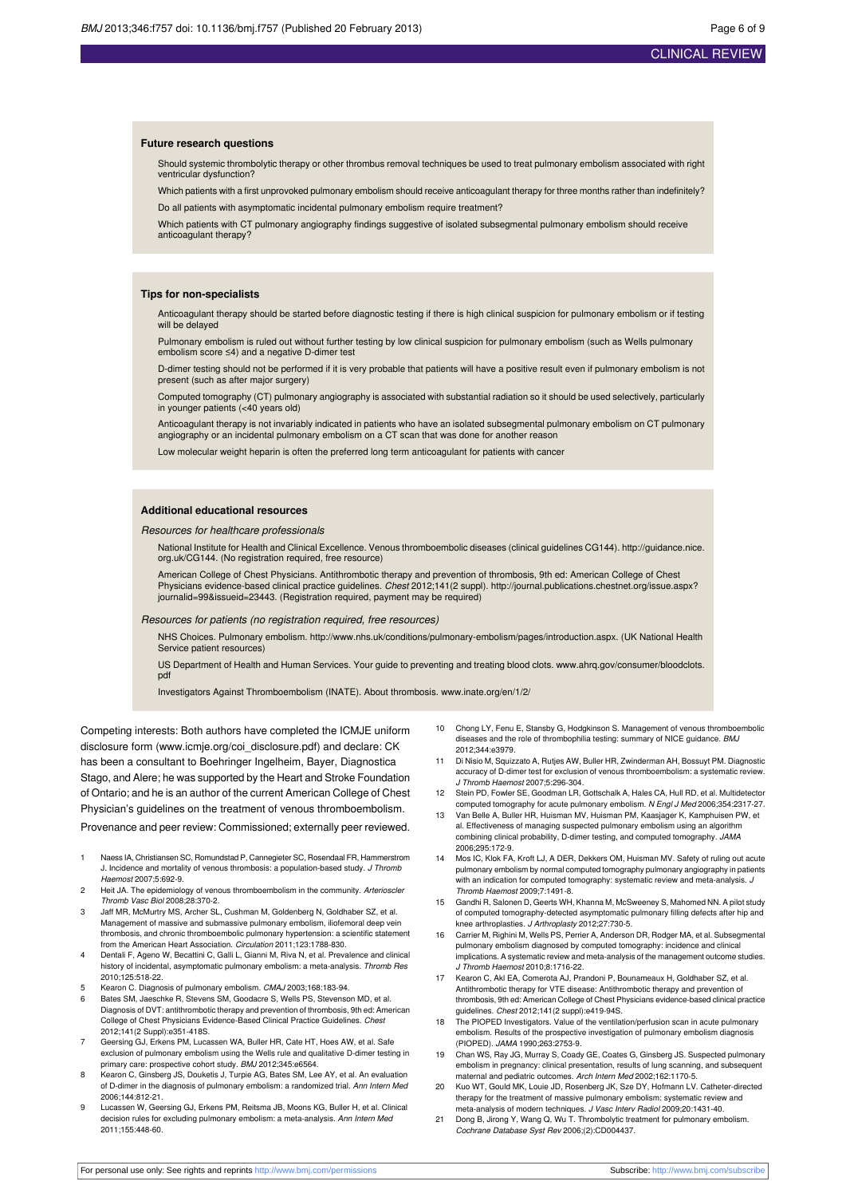### Future research questions

Should systemic thrombolytic therapy or other thrombus removal techniques be used to treat pulmonary embolism associated with right ventricular dysfunction?

Which patients with a first unprovoked pulmonary embolism should receive anticoagulant therapy for three months rather than indefinitely?

Do all patients with asymptomatic incidental pulmonary embolism require treatment?

Which patients with CT pulmonary angiography findings suggestive of isolated subsegmental pulmonary embolism should receive anticoagulant therapy?

### Tips for non-specialists

Anticoagulant therapy should be started before diagnostic testing if there is high clinical suspicion for pulmonary embolism or if testing will be delayed

Pulmonary embolism is ruled out without further testing by low clinical suspicion for pulmonary embolism (such as Wells pulmonary embolism score ≤4) and a negative D-dimer test

D-dimer testing should not be performed if it is very probable that patients will have a positive result even if pulmonary embolism is not present (such as after major surgery)

Computed tomography (CT) pulmonary angiography is associated with substantial radiation so it should be used selectively, particularly in younger patients (<40 years old)

Anticoagulant therapy is not invariably indicated in patients who have an isolated subsegmental pulmonary embolism on CT pulmonary angiography or an incidental pulmonary embolism on a CT scan that was done for another reason

Low molecular weight heparin is often the preferred long term anticoagulant for patients with cancer

### Additional educational resources

*Resources for healthcare professionals*

National Institute for Health and Clinical Excellence. Venous thromboembolic diseases (clinical guidelines CG144). http://guidance.nice.org.uk/CG144. (No registration required, free resource)

American College of Chest Physicians. Antithrombotic therapy and prevention of thrombosis, 9th ed: American College of Chest Physicians evidence-based clinical practice guidelines. *Chest* 2012;141(2 suppl). http://journal.publications.chestnet.org/issue.aspx?journalid=99&issueid=23443. (Registration required, payment may be required)

*Resources for patients (no registration required, free resources)*

NHS Choices. Pulmonary embolism. http://www.nhs.uk/conditions/pulmonary-embolism/pages/introduction.aspx. (UK National Health Service patient resources)

US Department of Health and Human Services. Your guide to preventing and treating blood clots. www.ahrq.gov/consumer/bloodclots.pdf

Investigators Against Thromboembolism (INATE). About thrombosis. www.inate.org/en/1/2/

Competing interests: Both authors have completed the ICMJE uniform disclosure form (www.icmje.org/coi_disclosure.pdf) and declare: CK has been a consultant to Boehringer Ingelheim, Bayer, Diagnostica Stago, and Alere; he was supported by the Heart and Stroke Foundation of Ontario; and he is an author of the current American College of Chest Physician's guidelines on the treatment of venous thromboembolism.

Provenance and peer review: Commissioned; externally peer reviewed.

1. Naess IA, Christiansen SC, Romundstad P, Cannegieter SC, Rosendaal FR, Hammerstrom J. Incidence and mortality of venous thrombosis: a population-based study. *J Thromb Haemost* 2007;5:692-9.
2. Heit JA. The epidemiology of venous thromboembolism in the community. *Arterioscler Thromb Vasc Biol* 2008;28:370-2.
3. Jaff MR, McMurtry MS, Archer SL, Cushman M, Goldenberg N, Goldhaber SZ, et al. Management of massive and submassive pulmonary embolism, iliofemoral deep vein thrombosis, and chronic thromboembolic pulmonary hypertension: a scientific statement from the American Heart Association. *Circulation* 2011;123:1788-830.
4. Dentali F, Ageno W, Becattini C, Galli L, Gianni M, Riva N, et al. Prevalence and clinical history of incidental, asymptomatic pulmonary embolism: a meta-analysis. *Thromb Res* 2010;125:518-22.
5. Kearon C. Diagnosis of pulmonary embolism. *CMAJ* 2003;168:183-94.
6. Bates SM, Jaeschke R, Stevens SM, Goodacre S, Wells PS, Stevenson MD, et al. Diagnosis of DVT: antithrombotic therapy and prevention of thrombosis, 9th ed: American College of Chest Physicians Evidence-Based Clinical Practice Guidelines. *Chest* 2012;141(2 Suppl):e351-418S.
7. Geersing GJ, Erkens PM, Lucassen WA, Buller HR, Cate HT, Hoes AW, et al. Safe exclusion of pulmonary embolism using the Wells rule and qualitative D-dimer testing in primary care: prospective cohort study. *BMJ* 2012;345:e6564.
8. Kearon C, Ginsberg JS, Douketis J, Turpie AG, Bates SM, Lee AY, et al. An evaluation of D-dimer in the diagnosis of pulmonary embolism: a randomized trial. *Ann Intern Med* 2006;144:812-21.
9. Lucassen W, Geersing GJ, Erkens PM, Reitsma JB, Moons KG, Buller H, et al. Clinical decision rules for excluding pulmonary embolism: a meta-analysis. *Ann Intern Med* 2011;155:448-60.
10. Chong LY, Fenu E, Stansby G, Hodgkinson S. Management of venous thromboembolic diseases and the role of thrombophilia testing: summary of NICE guidance. *BMJ* 2012;344:e3979.
11. Di Nisio M, Squizzato A, Rutjes AW, Buller HR, Zwinderman AH, Bossuyt PM. Diagnostic accuracy of D-dimer test for exclusion of venous thromboembolism: a systematic review. *J Thromb Haemost* 2007;5:296-304.
12. Stein PD, Fowler SE, Goodman LR, Gottschalk A, Hales CA, Hull RD, et al. Multidetector computed tomography for acute pulmonary embolism. *N Engl J Med* 2006;354:2317-27.
13. Van Belle A, Buller HR, Huisman MV, Huisman PM, Kaasjager K, Kamphuisen PW, et al. Effectiveness of managing suspected pulmonary embolism using an algorithm combining clinical probability, D-dimer testing, and computed tomography. *JAMA* 2006;295:172-9.
14. Mos IC, Klok FA, Kroft LJ, A DER, Dekkers OM, Huisman MV. Safety of ruling out acute pulmonary embolism by normal computed tomography pulmonary angiography in patients with an indication for computed tomography: systematic review and meta-analysis. *J Thromb Haemost* 2009;7:1491-8.
15. Gandhi R, Salonen D, Geerts WH, Khanna M, McSweeney S, Mahomed NN. A pilot study of computed tomography-detected asymptomatic pulmonary filling defects after hip and knee arthroplasties. *J Arthroplasty* 2012;27:730-5.
16. Carrier M, Righini M, Wells PS, Perrier A, Anderson DR, Rodger MA, et al. Subsegmental pulmonary embolism diagnosed by computed tomography: incidence and clinical implications. A systematic review and meta-analysis of the management outcome studies. *J Thromb Haemost* 2010;8:1716-22.
17. Kearon C, Akl EA, Comerota AJ, Prandoni P, Bounameaux H, Goldhaber SZ, et al. Antithrombotic therapy for VTE disease: Antithrombotic therapy and prevention of thrombosis, 9th ed: American College of Chest Physicians evidence-based clinical practice guidelines. *Chest* 2012;141(2 suppl):e419-94S.
18. The PIOPED Investigators. Value of the ventilation/perfusion scan in acute pulmonary embolism. Results of the prospective investigation of pulmonary embolism diagnosis (PIOPED). *JAMA* 1990;263:2753-9.
19. Chan WS, Ray JG, Murray S, Coady GE, Coates G, Ginsberg JS. Suspected pulmonary embolism in pregnancy: clinical presentation, results of lung scanning, and subsequent maternal and pediatric outcomes. *Arch Intern Med* 2002;162:1170-5.
20. Kuo WT, Gould MK, Louie JD, Rosenberg JK, Sze DY, Hofmann LV. Catheter-directed therapy for the treatment of massive pulmonary embolism: systematic review and meta-analysis of modern techniques. *J Vasc Interv Radiol* 2009;20:1431-40.
21. Dong B, Jirong Y, Wang Q, Wu T. Thrombolytic treatment for pulmonary embolism. *Cochrane Database Syst Rev* 2006;(2):CD004437.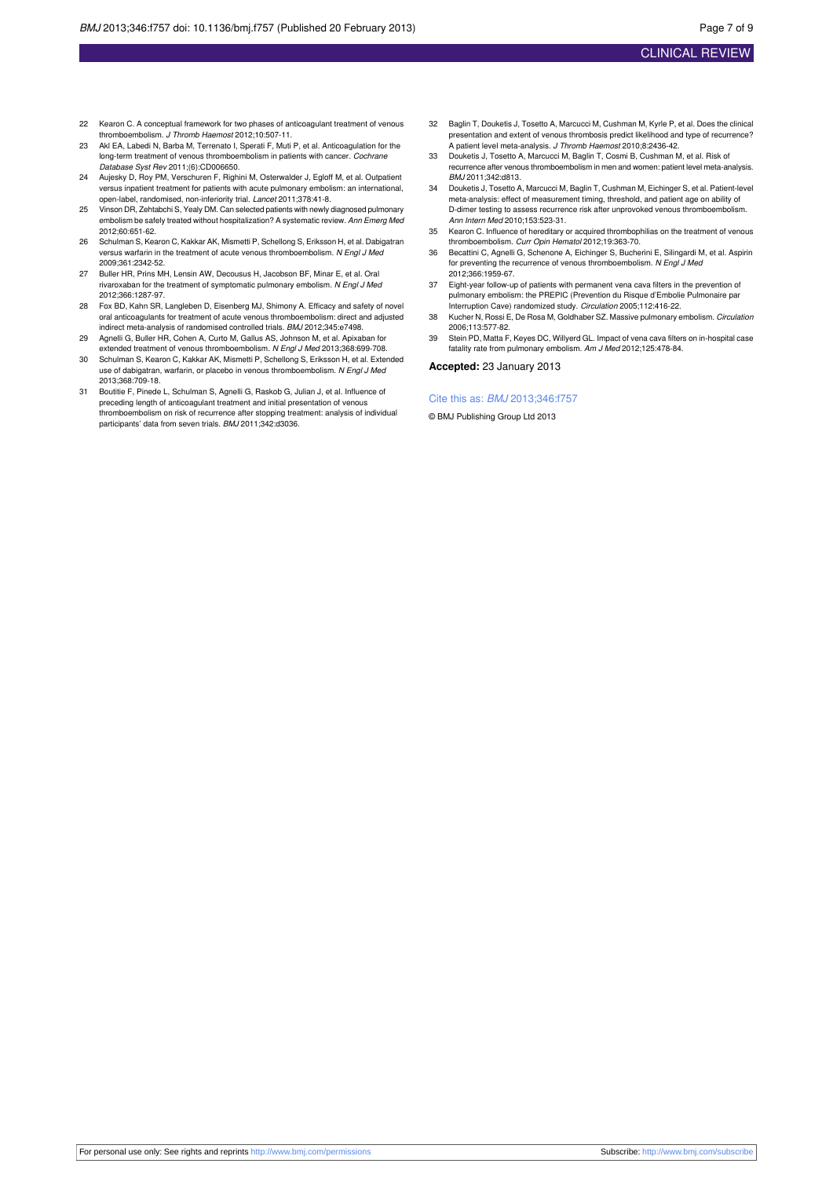22 Kearon C. A conceptual framework for two phases of anticoagulant treatment of venous thromboembolism. *J Thromb Haemost* 2012;10:507-11.

23 Akl EA, Labedi N, Barba M, Terrenato I, Sperati F, Muti P, et al. Anticoagulation for the long-term treatment of venous thromboembolism in patients with cancer. *Cochrane Database Syst Rev* 2011;(6):CD006650.

24 Aujesky D, Roy PM, Verschuren F, Righini M, Osterwalder J, Egloff M, et al. Outpatient versus inpatient treatment for patients with acute pulmonary embolism: an international, open-label, randomised, non-inferiority trial. *Lancet* 2011;378:41-8.

25 Vinson DR, Zehtabchi S, Yealy DM. Can selected patients with newly diagnosed pulmonary embolism be safely treated without hospitalization? A systematic review. *Ann Emerg Med* 2012;60:651-62.

26 Schulman S, Kearon C, Kakkar AK, Mismetti P, Schellong S, Eriksson H, et al. Dabigatran versus warfarin in the treatment of acute venous thromboembolism. *N Engl J Med* 2009;361:2342-52.

27 Buller HR, Prins MH, Lensin AW, Decousus H, Jacobson BF, Minar E, et al. Oral rivaroxaban for the treatment of symptomatic pulmonary embolism. *N Engl J Med* 2012;366:1287-97.

28 Fox BD, Kahn SR, Langleben D, Eisenberg MJ, Shimony A. Efficacy and safety of novel oral anticoagulants for treatment of acute venous thromboembolism: direct and adjusted indirect meta-analysis of randomised controlled trials. *BMJ* 2012;345:e7498.

29 Agnelli G, Buller HR, Cohen A, Curto M, Gallus AS, Johnson M, et al. Apixaban for extended treatment of venous thromboembolism. *N Engl J Med* 2013;368:699-708.

30 Schulman S, Kearon C, Kakkar AK, Mismetti P, Schellong S, Eriksson H, et al. Extended use of dabigatran, warfarin, or placebo in venous thromboembolism. *N Engl J Med* 2013;368:709-18.

31 Boutitie F, Pinede L, Schulman S, Agnelli G, Raskob G, Julian J, et al. Influence of preceding length of anticoagulant treatment and initial presentation of venous thromboembolism on risk of recurrence after stopping treatment: analysis of individual participants' data from seven trials. *BMJ* 2011;342:d3036.

32 Baglin T, Douketis J, Tosetto A, Marcucci M, Cushman M, Kyrle P, et al. Does the clinical presentation and extent of venous thrombosis predict likelihood and type of recurrence? A patient level meta-analysis. *J Thromb Haemost* 2010;8:2436-42.

33 Douketis J, Tosetto A, Marcucci M, Baglin T, Cosmi B, Cushman M, et al. Risk of recurrence after venous thromboembolism in men and women: patient level meta-analysis. *BMJ* 2011;342:d813.

34 Douketis J, Tosetto A, Marcucci M, Baglin T, Cushman M, Eichinger S, et al. Patient-level meta-analysis: effect of measurement timing, threshold, and patient age on ability of D-dimer testing to assess recurrence risk after unprovoked venous thromboembolism. *Ann Intern Med* 2010;153:523-31.

35 Kearon C. Influence of hereditary or acquired thrombophilias on the treatment of venous thromboembolism. *Curr Opin Hematol* 2012;19:363-70.

36 Becattini C, Agnelli G, Schenone A, Eichinger S, Bucherini E, Silingardi M, et al. Aspirin for preventing the recurrence of venous thromboembolism. *N Engl J Med* 2012;366:1959-67.

37 Eight-year follow-up of patients with permanent vena cava filters in the prevention of pulmonary embolism: the PREPIC (Prevention du Risque d'Embolie Pulmonaire par Interruption Cave) randomized study. *Circulation* 2005;112:416-22.

38 Kucher N, Rossi E, De Rosa M, Goldhaber SZ. Massive pulmonary embolism. *Circulation* 2006;113:577-82.

39 Stein PD, Matta F, Keyes DC, Willyerd GL. Impact of vena cava filters on in-hospital case fatality rate from pulmonary embolism. *Am J Med* 2012;125:478-84.

**Accepted:** 23 January 2013

Cite this as: *BMJ* 2013;346:f757

© BMJ Publishing Group Ltd 2013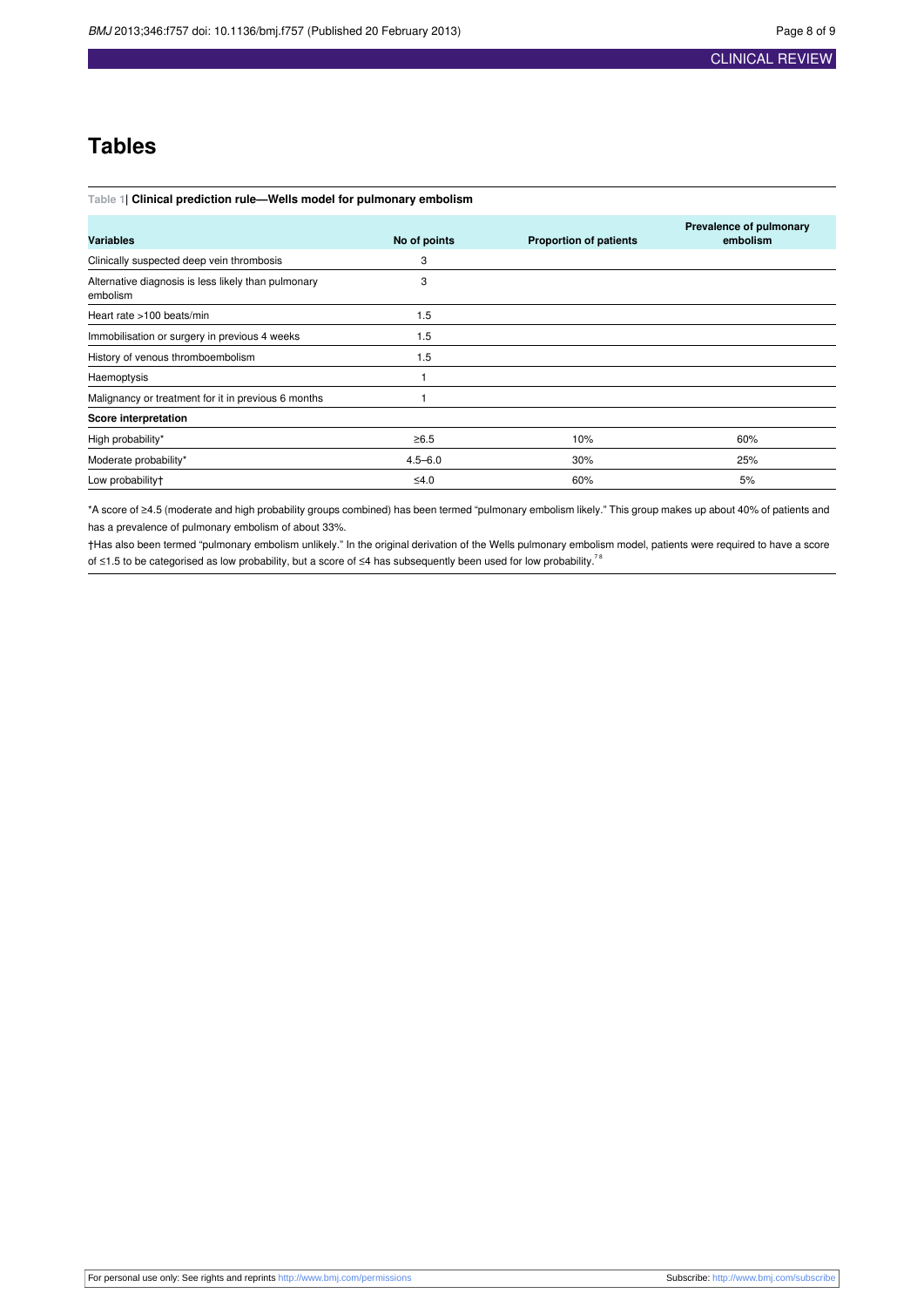# Tables

**Table 1| Clinical prediction rule—Wells model for pulmonary embolism**

| Variables | No of points | Proportion of patients | Prevalence of pulmonary embolism |
|---|---|---|---|
| Clinically suspected deep vein thrombosis | 3 | | |
| Alternative diagnosis is less likely than pulmonary embolism | 3 | | |
| Heart rate >100 beats/min | 1.5 | | |
| Immobilisation or surgery in previous 4 weeks | 1.5 | | |
| History of venous thromboembolism | 1.5 | | |
| Haemoptysis | 1 | | |
| Malignancy or treatment for it in previous 6 months | 1 | | |
| **Score interpretation** | | | |
| High probability* | ≥6.5 | 10% | 60% |
| Moderate probability* | 4.5–6.0 | 30% | 25% |
| Low probability† | ≤4.0 | 60% | 5% |

*A score of ≥4.5 (moderate and high probability groups combined) has been termed "pulmonary embolism likely." This group makes up about 40% of patients and has a prevalence of pulmonary embolism of about 33%.

†Has also been termed "pulmonary embolism unlikely." In the original derivation of the Wells pulmonary embolism model, patients were required to have a score of ≤1.5 to be categorised as low probability, but a score of ≤4 has subsequently been used for low probability.[7 8]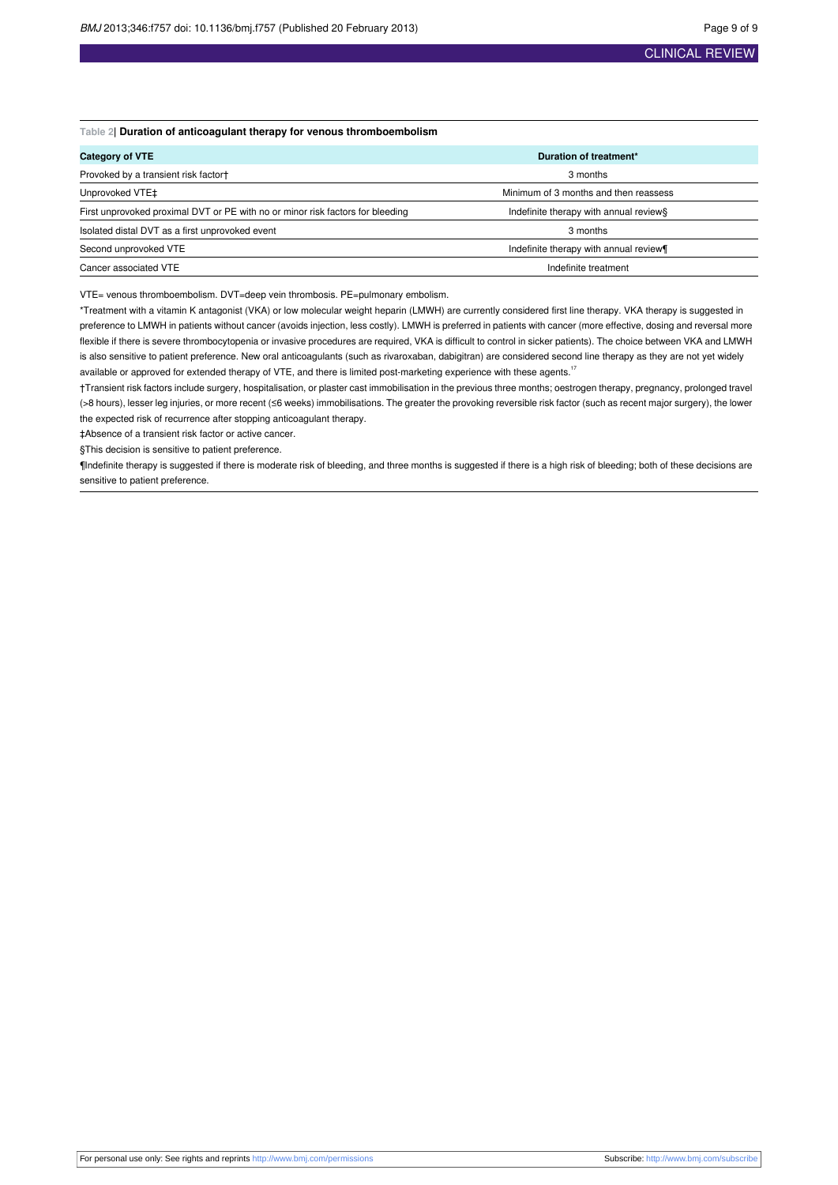**Table 2| Duration of anticoagulant therapy for venous thromboembolism**

| Category of VTE | Duration of treatment* |
|---|---|
| Provoked by a transient risk factor† | 3 months |
| Unprovoked VTE‡ | Minimum of 3 months and then reassess |
| First unprovoked proximal DVT or PE with no or minor risk factors for bleeding | Indefinite therapy with annual review§ |
| Isolated distal DVT as a first unprovoked event | 3 months |
| Second unprovoked VTE | Indefinite therapy with annual review¶ |
| Cancer associated VTE | Indefinite treatment |

VTE= venous thromboembolism. DVT=deep vein thrombosis. PE=pulmonary embolism.

*Treatment with a vitamin K antagonist (VKA) or low molecular weight heparin (LMWH) are currently considered first line therapy. VKA therapy is suggested in preference to LMWH in patients without cancer (avoids injection, less costly). LMWH is preferred in patients with cancer (more effective, dosing and reversal more flexible if there is severe thrombocytopenia or invasive procedures are required, VKA is difficult to control in sicker patients). The choice between VKA and LMWH is also sensitive to patient preference. New oral anticoagulants (such as rivaroxaban, dabigitran) are considered second line therapy as they are not yet widely available or approved for extended therapy of VTE, and there is limited post-marketing experience with these agents.[17]

†Transient risk factors include surgery, hospitalisation, or plaster cast immobilisation in the previous three months; oestrogen therapy, pregnancy, prolonged travel (>8 hours), lesser leg injuries, or more recent (≤6 weeks) immobilisations. The greater the provoking reversible risk factor (such as recent major surgery), the lower the expected risk of recurrence after stopping anticoagulant therapy.

‡Absence of a transient risk factor or active cancer.

§This decision is sensitive to patient preference.

¶Indefinite therapy is suggested if there is moderate risk of bleeding, and three months is suggested if there is a high risk of bleeding; both of these decisions are sensitive to patient preference.